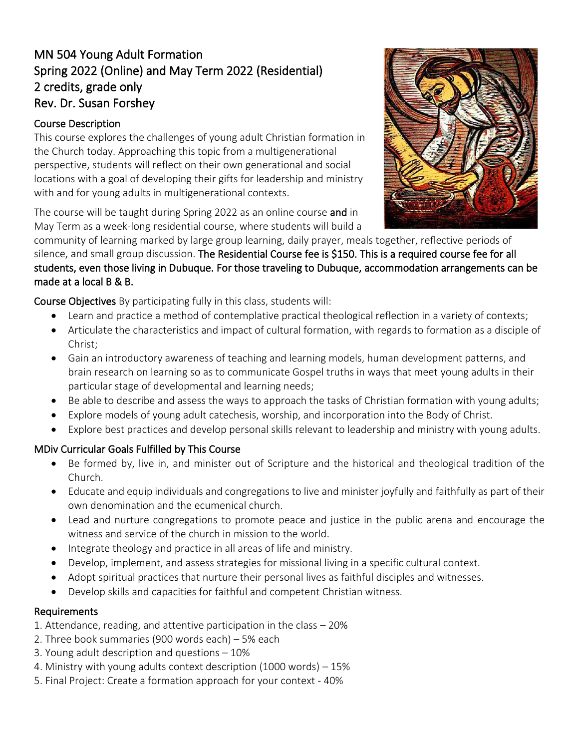# MN 504 Young Adult Formation
# Spring 2022 (Online) and May Term 2022 (Residential)
# 2 credits, grade only
# Rev. Dr. Susan Forshey

## Course Description

This course explores the challenges of young adult Christian formation in the Church today. Approaching this topic from a multigenerational perspective, students will reflect on their own generational and social locations with a goal of developing their gifts for leadership and ministry with and for young adults in multigenerational contexts.

The course will be taught during Spring 2022 as an online course **and** in May Term as a week-long residential course, where students will build a community of learning marked by large group learning, daily prayer, meals together, reflective periods of silence, and small group discussion. **The Residential Course fee is $150. This is a required course fee for all students, even those living in Dubuque. For those traveling to Dubuque, accommodation arrangements can be made at a local B & B.**

**Course Objectives** By participating fully in this class, students will:

- Learn and practice a method of contemplative practical theological reflection in a variety of contexts;
- Articulate the characteristics and impact of cultural formation, with regards to formation as a disciple of Christ;
- Gain an introductory awareness of teaching and learning models, human development patterns, and brain research on learning so as to communicate Gospel truths in ways that meet young adults in their particular stage of developmental and learning needs;
- Be able to describe and assess the ways to approach the tasks of Christian formation with young adults;
- Explore models of young adult catechesis, worship, and incorporation into the Body of Christ.
- Explore best practices and develop personal skills relevant to leadership and ministry with young adults.

## MDiv Curricular Goals Fulfilled by This Course

- Be formed by, live in, and minister out of Scripture and the historical and theological tradition of the Church.
- Educate and equip individuals and congregations to live and minister joyfully and faithfully as part of their own denomination and the ecumenical church.
- Lead and nurture congregations to promote peace and justice in the public arena and encourage the witness and service of the church in mission to the world.
- Integrate theology and practice in all areas of life and ministry.
- Develop, implement, and assess strategies for missional living in a specific cultural context.
- Adopt spiritual practices that nurture their personal lives as faithful disciples and witnesses.
- Develop skills and capacities for faithful and competent Christian witness.

## Requirements

1. Attendance, reading, and attentive participation in the class – 20%
2. Three book summaries (900 words each) – 5% each
3. Young adult description and questions – 10%
4. Ministry with young adults context description (1000 words) – 15%
5. Final Project: Create a formation approach for your context - 40%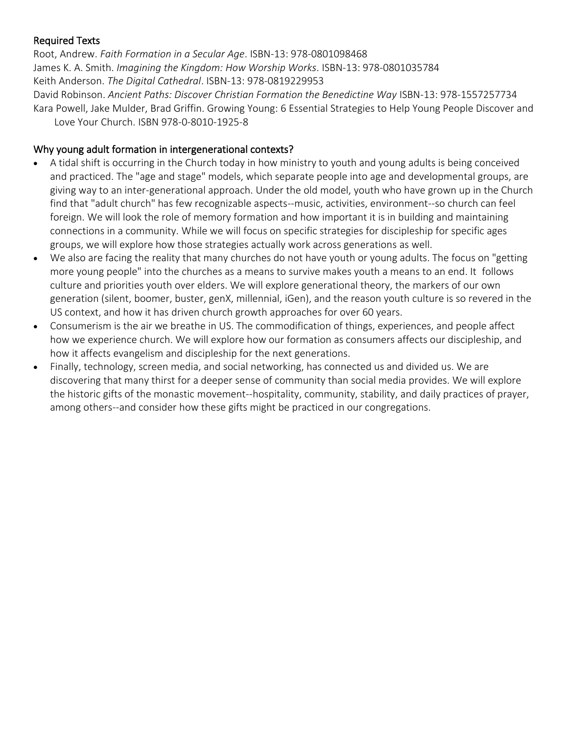## Required Texts

Root, Andrew. *Faith Formation in a Secular Age*. ISBN-13: 978-0801098468

James K. A. Smith. *Imagining the Kingdom: How Worship Works*. ISBN-13: 978-0801035784

Keith Anderson. *The Digital Cathedral*. ISBN-13: 978-0819229953

David Robinson. *Ancient Paths: Discover Christian Formation the Benedictine Way* ISBN-13: 978-1557257734

Kara Powell, Jake Mulder, Brad Griffin. Growing Young: 6 Essential Strategies to Help Young People Discover and Love Your Church. ISBN 978-0-8010-1925-8

## Why young adult formation in intergenerational contexts?

- A tidal shift is occurring in the Church today in how ministry to youth and young adults is being conceived and practiced. The "age and stage" models, which separate people into age and developmental groups, are giving way to an inter-generational approach. Under the old model, youth who have grown up in the Church find that "adult church" has few recognizable aspects--music, activities, environment--so church can feel foreign. We will look the role of memory formation and how important it is in building and maintaining connections in a community. While we will focus on specific strategies for discipleship for specific ages groups, we will explore how those strategies actually work across generations as well.
- We also are facing the reality that many churches do not have youth or young adults. The focus on "getting more young people" into the churches as a means to survive makes youth a means to an end. It follows culture and priorities youth over elders. We will explore generational theory, the markers of our own generation (silent, boomer, buster, genX, millennial, iGen), and the reason youth culture is so revered in the US context, and how it has driven church growth approaches for over 60 years.
- Consumerism is the air we breathe in US. The commodification of things, experiences, and people affect how we experience church. We will explore how our formation as consumers affects our discipleship, and how it affects evangelism and discipleship for the next generations.
- Finally, technology, screen media, and social networking, has connected us and divided us. We are discovering that many thirst for a deeper sense of community than social media provides. We will explore the historic gifts of the monastic movement--hospitality, community, stability, and daily practices of prayer, among others--and consider how these gifts might be practiced in our congregations.